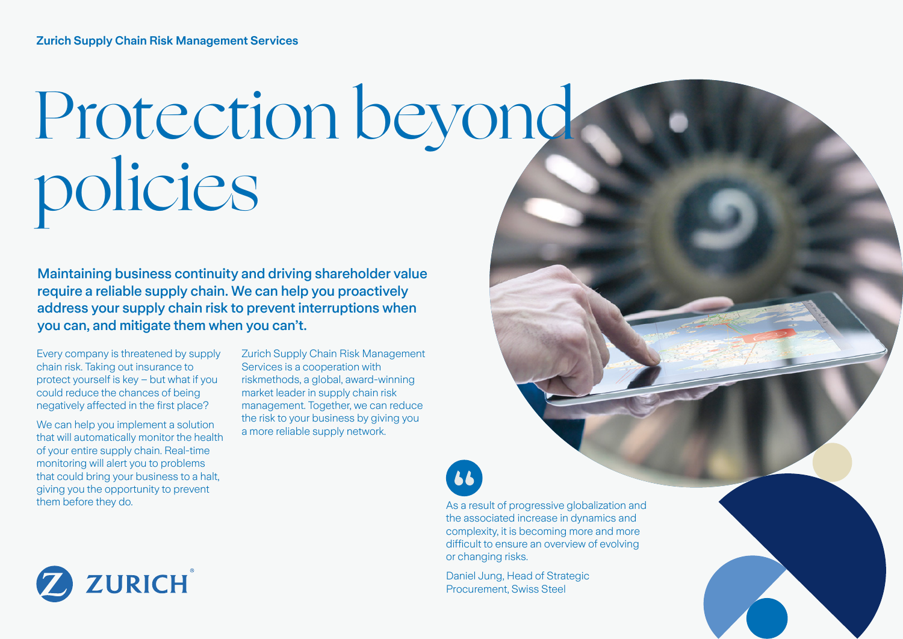**Zurich Supply Chain Risk Management Services**

# Protection beyond policies

**Maintaining business continuity and driving shareholder value require a reliable supply chain. We can help you proactively address your supply chain risk to prevent interruptions when you can, and mitigate them when you can't.**

Every company is threatened by supply chain risk. Taking out insurance to protect yourself is key – but what if you could reduce the chances of being negatively affected in the first place?

We can help you implement a solution that will automatically monitor the health of your entire supply chain. Real-time monitoring will alert you to problems that could bring your business to a halt, giving you the opportunity to prevent them before they do.

Zurich Supply Chain Risk Management Services is a cooperation with riskmethods, a global, award-winning market leader in supply chain risk management. Together, we can reduce the risk to your business by giving you a more reliable supply network.

> As a result of progressive globalization and the associated increase in dynamics and complexity, it is becoming more and more difficult to ensure an overview of evolving or changing risks.
>
> Daniel Jung, Head of Strategic Procurement, Swiss Steel

ZURICH®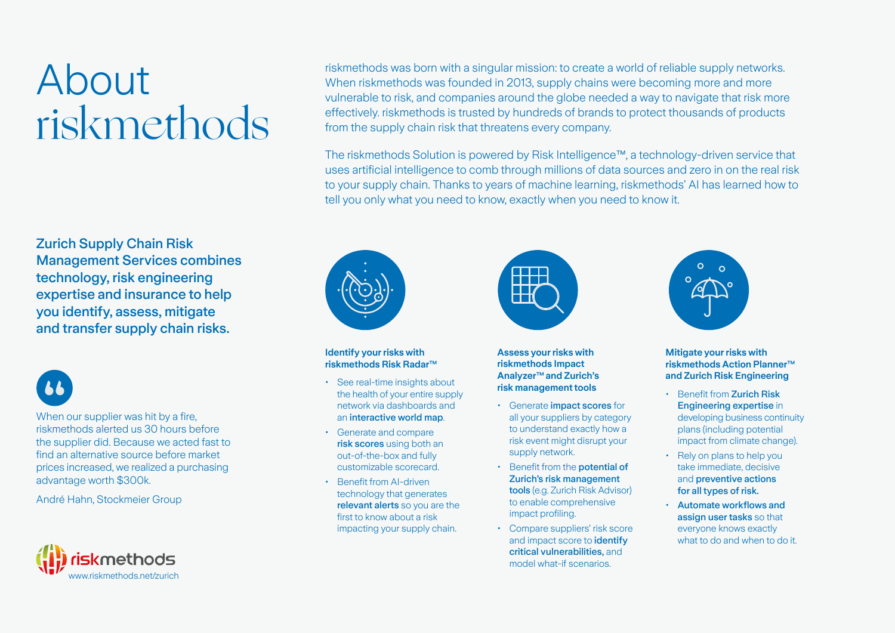# About riskmethods

riskmethods was born with a singular mission: to create a world of reliable supply networks. When riskmethods was founded in 2013, supply chains were becoming more and more vulnerable to risk, and companies around the globe needed a way to navigate that risk more effectively. riskmethods is trusted by hundreds of brands to protect thousands of products from the supply chain risk that threatens every company.

The riskmethods Solution is powered by Risk Intelligence™, a technology-driven service that uses artificial intelligence to comb through millions of data sources and zero in on the real risk to your supply chain. Thanks to years of machine learning, riskmethods' AI has learned how to tell you only what you need to know, exactly when you need to know it.

**Zurich Supply Chain Risk Management Services combines technology, risk engineering expertise and insurance to help you identify, assess, mitigate and transfer supply chain risks.**

When our supplier was hit by a fire, riskmethods alerted us 30 hours before the supplier did. Because we acted fast to find an alternative source before market prices increased, we realized a purchasing advantage worth $300k.

André Hahn, Stockmeier Group

riskmethods
www.riskmethods.net/zurich

### Identify your risks with riskmethods Risk Radar™

- See real-time insights about the health of your entire supply network via dashboards and an **interactive world map**.
- Generate and compare **risk scores** using both an out-of-the-box and fully customizable scorecard.
- Benefit from AI-driven technology that generates **relevant alerts** so you are the first to know about a risk impacting your supply chain.

### Assess your risks with riskmethods Impact Analyzer™ and Zurich's risk management tools

- Generate **impact scores** for all your suppliers by category to understand exactly how a risk event might disrupt your supply network.
- Benefit from the **potential of Zurich's risk management tools** (e.g. Zurich Risk Advisor) to enable comprehensive impact profiling.
- Compare suppliers' risk score and impact score to **identify critical vulnerabilities,** and model what-if scenarios.

### Mitigate your risks with riskmethods Action Planner™ and Zurich Risk Engineering

- Benefit from **Zurich Risk Engineering expertise** in developing business continuity plans (including potential impact from climate change).
- Rely on plans to help you take immediate, decisive and **preventive actions for all types of risk.**
- **Automate workflows and assign user tasks** so that everyone knows exactly what to do and when to do it.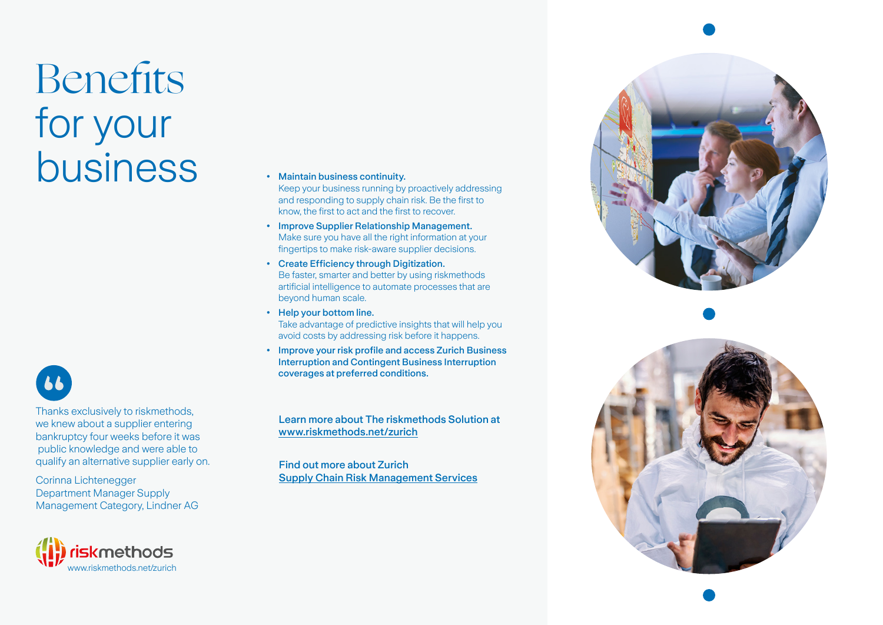# Benefits for your business

- **Maintain business continuity.**
  Keep your business running by proactively addressing and responding to supply chain risk. Be the first to know, the first to act and the first to recover.
- **Improve Supplier Relationship Management.**
  Make sure you have all the right information at your fingertips to make risk-aware supplier decisions.
- **Create Efficiency through Digitization.**
  Be faster, smarter and better by using riskmethods artificial intelligence to automate processes that are beyond human scale.
- **Help your bottom line.**
  Take advantage of predictive insights that will help you avoid costs by addressing risk before it happens.
- **Improve your risk profile and access Zurich Business Interruption and Contingent Business Interruption coverages at preferred conditions.**

Learn more about The riskmethods Solution at
www.riskmethods.net/zurich

Find out more about Zurich
Supply Chain Risk Management Services

> Thanks exclusively to riskmethods, we knew about a supplier entering bankruptcy four weeks before it was public knowledge and were able to qualify an alternative supplier early on.
>
> Corinna Lichtenegger
> Department Manager Supply Management Category, Lindner AG

riskmethods
www.riskmethods.net/zurich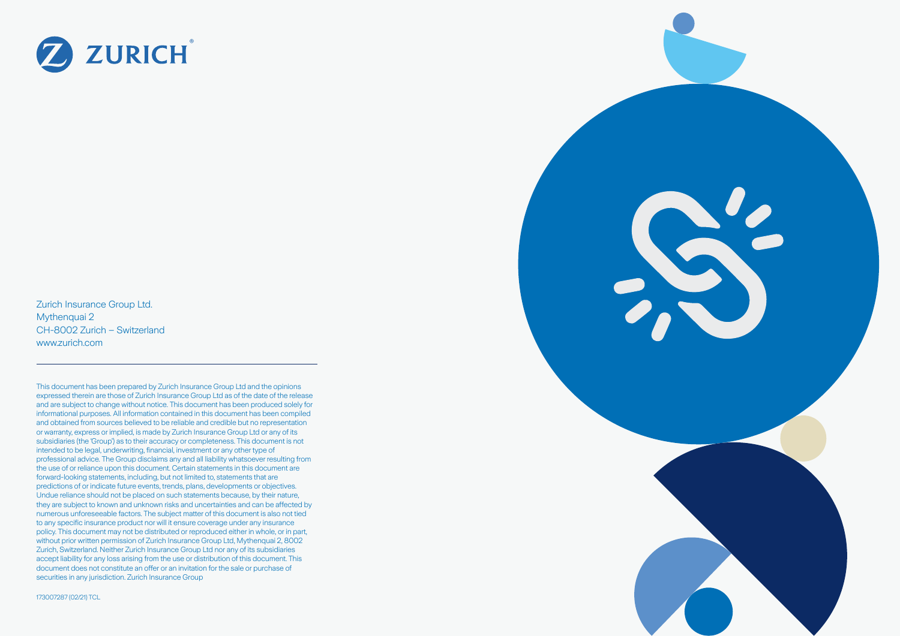ZURICH®

Zurich Insurance Group Ltd.
Mythenquai 2
CH-8002 Zurich – Switzerland
www.zurich.com

---

This document has been prepared by Zurich Insurance Group Ltd and the opinions expressed therein are those of Zurich Insurance Group Ltd as of the date of the release and are subject to change without notice. This document has been produced solely for informational purposes. All information contained in this document has been compiled and obtained from sources believed to be reliable and credible but no representation or warranty, express or implied, is made by Zurich Insurance Group Ltd or any of its subsidiaries (the 'Group') as to their accuracy or completeness. This document is not intended to be legal, underwriting, financial, investment or any other type of professional advice. The Group disclaims any and all liability whatsoever resulting from the use of or reliance upon this document. Certain statements in this document are forward-looking statements, including, but not limited to, statements that are predictions of or indicate future events, trends, plans, developments or objectives. Undue reliance should not be placed on such statements because, by their nature, they are subject to known and unknown risks and uncertainties and can be affected by numerous unforeseeable factors. The subject matter of this document is also not tied to any specific insurance product nor will it ensure coverage under any insurance policy. This document may not be distributed or reproduced either in whole, or in part, without prior written permission of Zurich Insurance Group Ltd, Mythenquai 2, 8002 Zurich, Switzerland. Neither Zurich Insurance Group Ltd nor any of its subsidiaries accept liability for any loss arising from the use or distribution of this document. This document does not constitute an offer or an invitation for the sale or purchase of securities in any jurisdiction. Zurich Insurance Group

173007287 (02/21) TCL